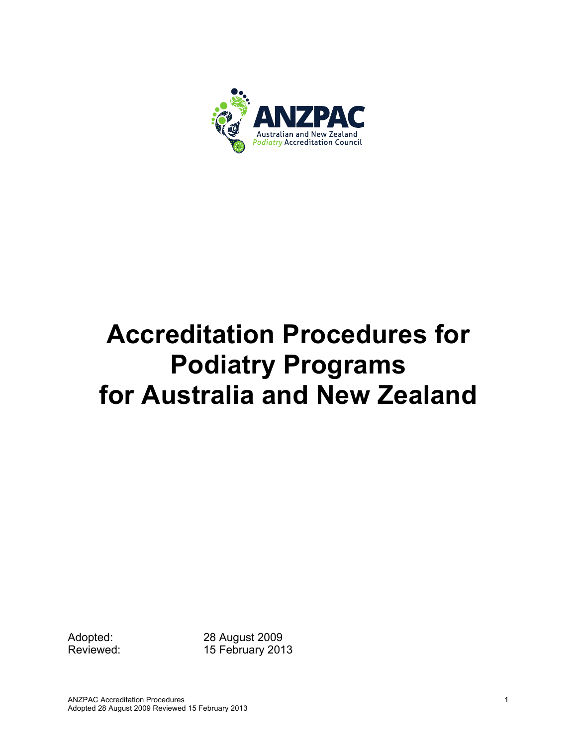ANZPAC

Australian and New Zealand *Podiatry* Accreditation Council

# Accreditation Procedures for Podiatry Programs for Australia and New Zealand

Adopted: 28 August 2009

Reviewed: 15 February 2013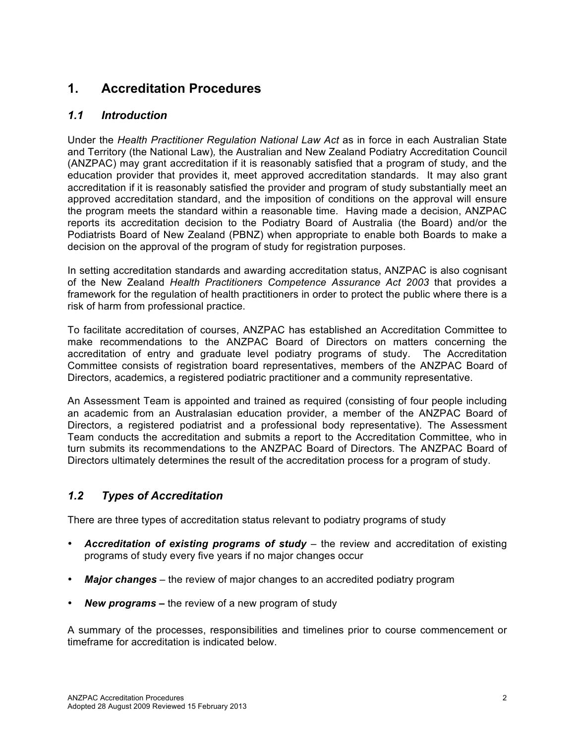# 1. Accreditation Procedures

## *1.1 Introduction*

Under the *Health Practitioner Regulation National Law Act* as in force in each Australian State and Territory (the National Law), the Australian and New Zealand Podiatry Accreditation Council (ANZPAC) may grant accreditation if it is reasonably satisfied that a program of study, and the education provider that provides it, meet approved accreditation standards. It may also grant accreditation if it is reasonably satisfied the provider and program of study substantially meet an approved accreditation standard, and the imposition of conditions on the approval will ensure the program meets the standard within a reasonable time. Having made a decision, ANZPAC reports its accreditation decision to the Podiatry Board of Australia (the Board) and/or the Podiatrists Board of New Zealand (PBNZ) when appropriate to enable both Boards to make a decision on the approval of the program of study for registration purposes.

In setting accreditation standards and awarding accreditation status, ANZPAC is also cognisant of the New Zealand *Health Practitioners Competence Assurance Act 2003* that provides a framework for the regulation of health practitioners in order to protect the public where there is a risk of harm from professional practice.

To facilitate accreditation of courses, ANZPAC has established an Accreditation Committee to make recommendations to the ANZPAC Board of Directors on matters concerning the accreditation of entry and graduate level podiatry programs of study. The Accreditation Committee consists of registration board representatives, members of the ANZPAC Board of Directors, academics, a registered podiatric practitioner and a community representative.

An Assessment Team is appointed and trained as required (consisting of four people including an academic from an Australasian education provider, a member of the ANZPAC Board of Directors, a registered podiatrist and a professional body representative). The Assessment Team conducts the accreditation and submits a report to the Accreditation Committee, who in turn submits its recommendations to the ANZPAC Board of Directors. The ANZPAC Board of Directors ultimately determines the result of the accreditation process for a program of study.

## *1.2 Types of Accreditation*

There are three types of accreditation status relevant to podiatry programs of study

- ***Accreditation of existing programs of study*** – the review and accreditation of existing programs of study every five years if no major changes occur
- ***Major changes*** – the review of major changes to an accredited podiatry program
- ***New programs –*** the review of a new program of study

A summary of the processes, responsibilities and timelines prior to course commencement or timeframe for accreditation is indicated below.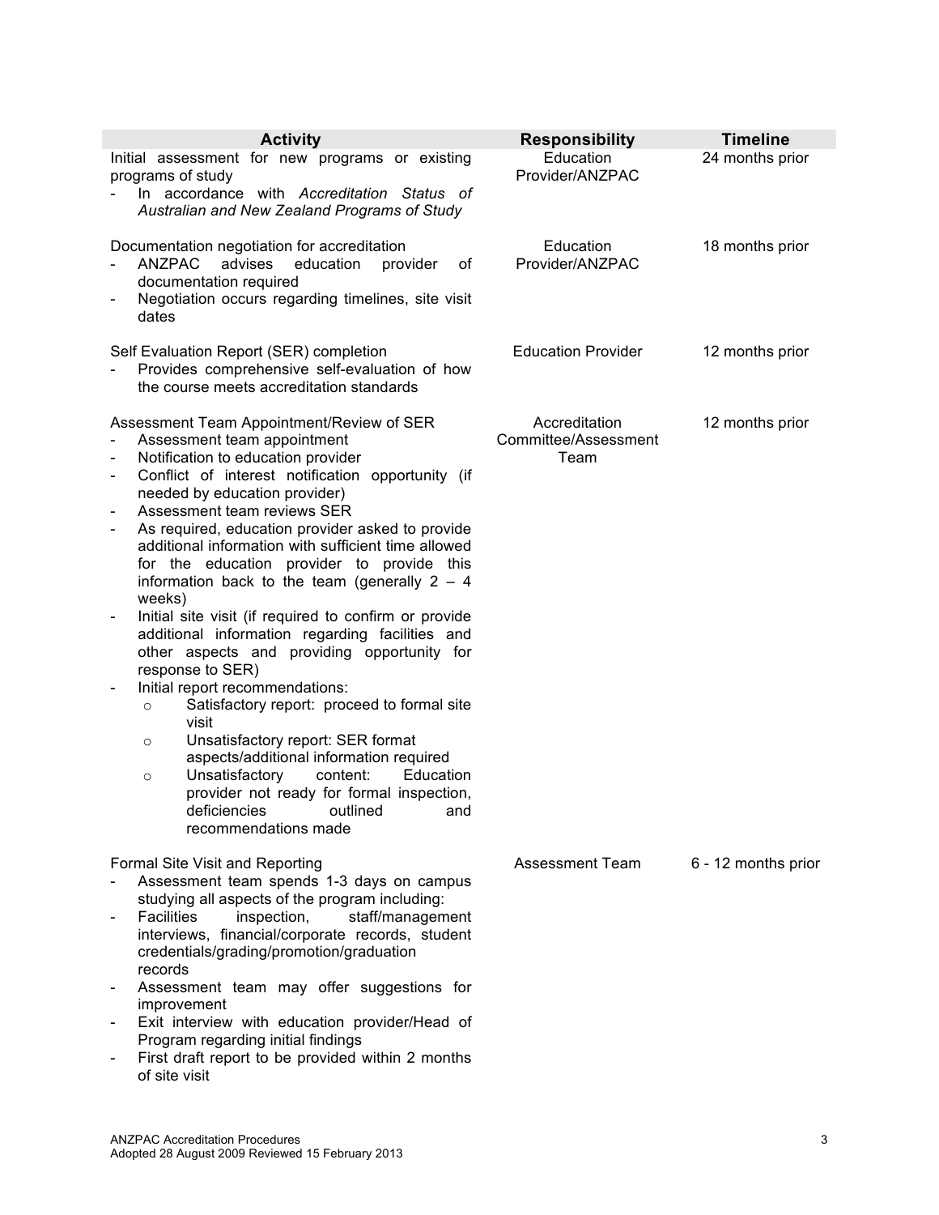| Activity | Responsibility | Timeline |
|---|---|---|
| Initial assessment for new programs or existing programs of study<br>- In accordance with *Accreditation Status of Australian and New Zealand Programs of Study* | Education Provider/ANZPAC | 24 months prior |
| Documentation negotiation for accreditation<br>- ANZPAC advises education provider of documentation required<br>- Negotiation occurs regarding timelines, site visit dates | Education Provider/ANZPAC | 18 months prior |
| Self Evaluation Report (SER) completion<br>- Provides comprehensive self-evaluation of how the course meets accreditation standards | Education Provider | 12 months prior |
| Assessment Team Appointment/Review of SER<br>- Assessment team appointment<br>- Notification to education provider<br>- Conflict of interest notification opportunity (if needed by education provider)<br>- Assessment team reviews SER<br>- As required, education provider asked to provide additional information with sufficient time allowed for the education provider to provide this information back to the team (generally 2 – 4 weeks)<br>- Initial site visit (if required to confirm or provide additional information regarding facilities and other aspects and providing opportunity for response to SER)<br>- Initial report recommendations:<br>&nbsp;&nbsp;&nbsp;&nbsp;o Satisfactory report: proceed to formal site visit<br>&nbsp;&nbsp;&nbsp;&nbsp;o Unsatisfactory report: SER format aspects/additional information required<br>&nbsp;&nbsp;&nbsp;&nbsp;o Unsatisfactory content: Education provider not ready for formal inspection, deficiencies outlined and recommendations made | Accreditation Committee/Assessment Team | 12 months prior |
| Formal Site Visit and Reporting<br>- Assessment team spends 1-3 days on campus studying all aspects of the program including:<br>- Facilities inspection, staff/management interviews, financial/corporate records, student credentials/grading/promotion/graduation records<br>- Assessment team may offer suggestions for improvement<br>- Exit interview with education provider/Head of Program regarding initial findings<br>- First draft report to be provided within 2 months of site visit | Assessment Team | 6 - 12 months prior |

ANZPAC Accreditation Procedures
Adopted 28 August 2009 Reviewed 15 February 2013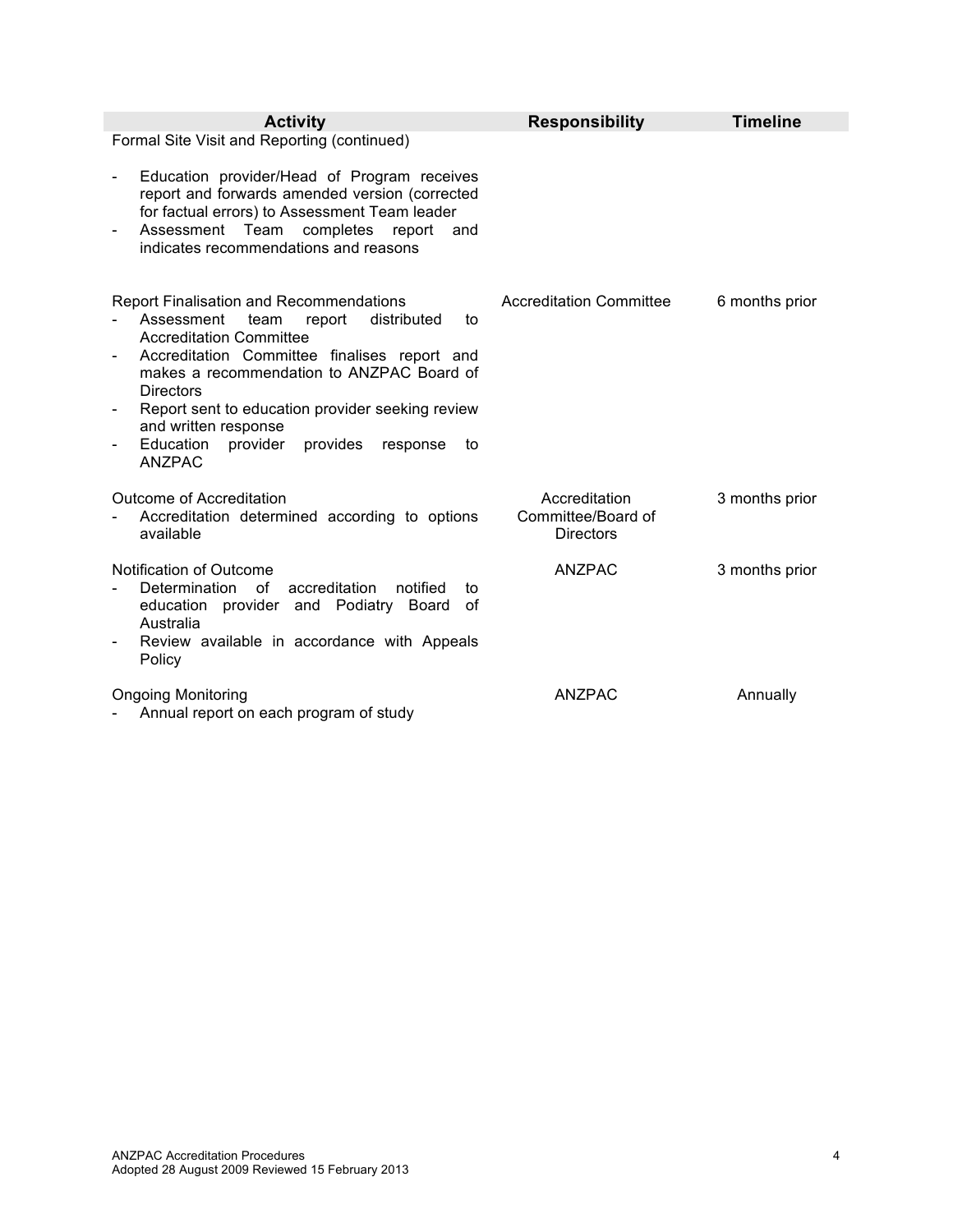| Activity | Responsibility | Timeline |
|---|---|---|
| Formal Site Visit and Reporting (continued)<br><br>- Education provider/Head of Program receives report and forwards amended version (corrected for factual errors) to Assessment Team leader<br>- Assessment Team completes report and indicates recommendations and reasons | | |
| Report Finalisation and Recommendations<br>- Assessment team report distributed to Accreditation Committee<br>- Accreditation Committee finalises report and makes a recommendation to ANZPAC Board of Directors<br>- Report sent to education provider seeking review and written response<br>- Education provider provides response to ANZPAC | Accreditation Committee | 6 months prior |
| Outcome of Accreditation<br>- Accreditation determined according to options available | Accreditation Committee/Board of Directors | 3 months prior |
| Notification of Outcome<br>- Determination of accreditation notified to education provider and Podiatry Board of Australia<br>- Review available in accordance with Appeals Policy | ANZPAC | 3 months prior |
| Ongoing Monitoring<br>- Annual report on each program of study | ANZPAC | Annually |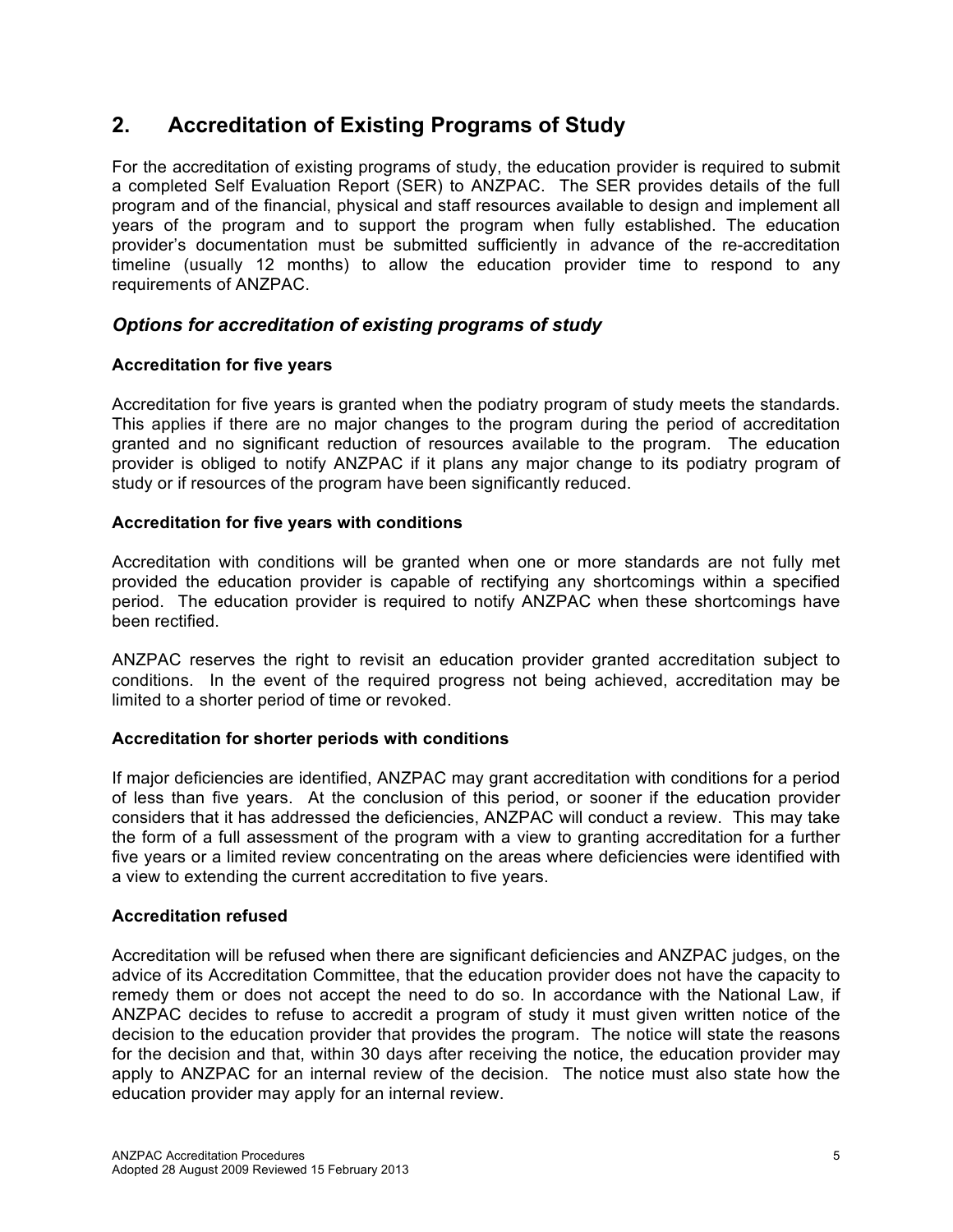## 2. Accreditation of Existing Programs of Study

For the accreditation of existing programs of study, the education provider is required to submit a completed Self Evaluation Report (SER) to ANZPAC. The SER provides details of the full program and of the financial, physical and staff resources available to design and implement all years of the program and to support the program when fully established. The education provider's documentation must be submitted sufficiently in advance of the re-accreditation timeline (usually 12 months) to allow the education provider time to respond to any requirements of ANZPAC.

### *Options for accreditation of existing programs of study*

**Accreditation for five years**

Accreditation for five years is granted when the podiatry program of study meets the standards. This applies if there are no major changes to the program during the period of accreditation granted and no significant reduction of resources available to the program. The education provider is obliged to notify ANZPAC if it plans any major change to its podiatry program of study or if resources of the program have been significantly reduced.

**Accreditation for five years with conditions**

Accreditation with conditions will be granted when one or more standards are not fully met provided the education provider is capable of rectifying any shortcomings within a specified period. The education provider is required to notify ANZPAC when these shortcomings have been rectified.

ANZPAC reserves the right to revisit an education provider granted accreditation subject to conditions. In the event of the required progress not being achieved, accreditation may be limited to a shorter period of time or revoked.

**Accreditation for shorter periods with conditions**

If major deficiencies are identified, ANZPAC may grant accreditation with conditions for a period of less than five years. At the conclusion of this period, or sooner if the education provider considers that it has addressed the deficiencies, ANZPAC will conduct a review. This may take the form of a full assessment of the program with a view to granting accreditation for a further five years or a limited review concentrating on the areas where deficiencies were identified with a view to extending the current accreditation to five years.

**Accreditation refused**

Accreditation will be refused when there are significant deficiencies and ANZPAC judges, on the advice of its Accreditation Committee, that the education provider does not have the capacity to remedy them or does not accept the need to do so. In accordance with the National Law, if ANZPAC decides to refuse to accredit a program of study it must given written notice of the decision to the education provider that provides the program. The notice will state the reasons for the decision and that, within 30 days after receiving the notice, the education provider may apply to ANZPAC for an internal review of the decision. The notice must also state how the education provider may apply for an internal review.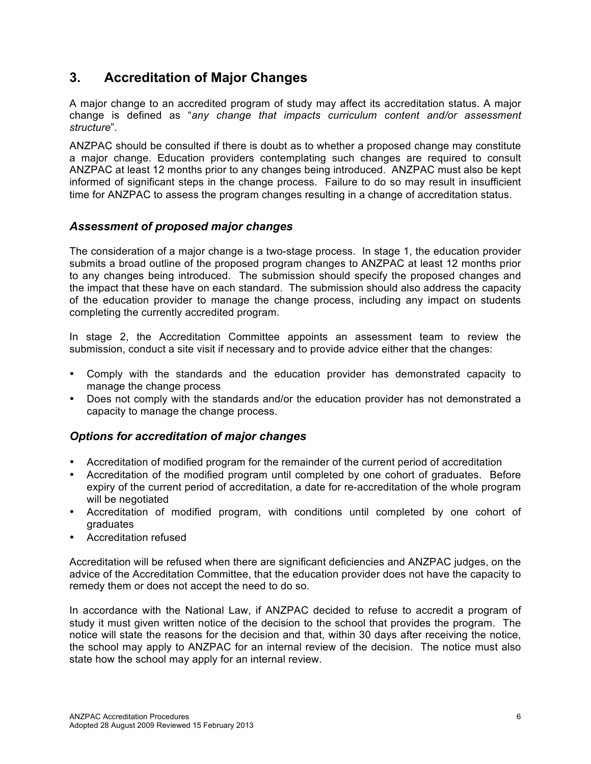## 3. Accreditation of Major Changes

A major change to an accredited program of study may affect its accreditation status. A major change is defined as "*any change that impacts curriculum content and/or assessment structure*".

ANZPAC should be consulted if there is doubt as to whether a proposed change may constitute a major change. Education providers contemplating such changes are required to consult ANZPAC at least 12 months prior to any changes being introduced. ANZPAC must also be kept informed of significant steps in the change process. Failure to do so may result in insufficient time for ANZPAC to assess the program changes resulting in a change of accreditation status.

### *Assessment of proposed major changes*

The consideration of a major change is a two-stage process. In stage 1, the education provider submits a broad outline of the proposed program changes to ANZPAC at least 12 months prior to any changes being introduced. The submission should specify the proposed changes and the impact that these have on each standard. The submission should also address the capacity of the education provider to manage the change process, including any impact on students completing the currently accredited program.

In stage 2, the Accreditation Committee appoints an assessment team to review the submission, conduct a site visit if necessary and to provide advice either that the changes:

- Comply with the standards and the education provider has demonstrated capacity to manage the change process
- Does not comply with the standards and/or the education provider has not demonstrated a capacity to manage the change process.

### *Options for accreditation of major changes*

- Accreditation of modified program for the remainder of the current period of accreditation
- Accreditation of the modified program until completed by one cohort of graduates. Before expiry of the current period of accreditation, a date for re-accreditation of the whole program will be negotiated
- Accreditation of modified program, with conditions until completed by one cohort of graduates
- Accreditation refused

Accreditation will be refused when there are significant deficiencies and ANZPAC judges, on the advice of the Accreditation Committee, that the education provider does not have the capacity to remedy them or does not accept the need to do so.

In accordance with the National Law, if ANZPAC decided to refuse to accredit a program of study it must given written notice of the decision to the school that provides the program. The notice will state the reasons for the decision and that, within 30 days after receiving the notice, the school may apply to ANZPAC for an internal review of the decision. The notice must also state how the school may apply for an internal review.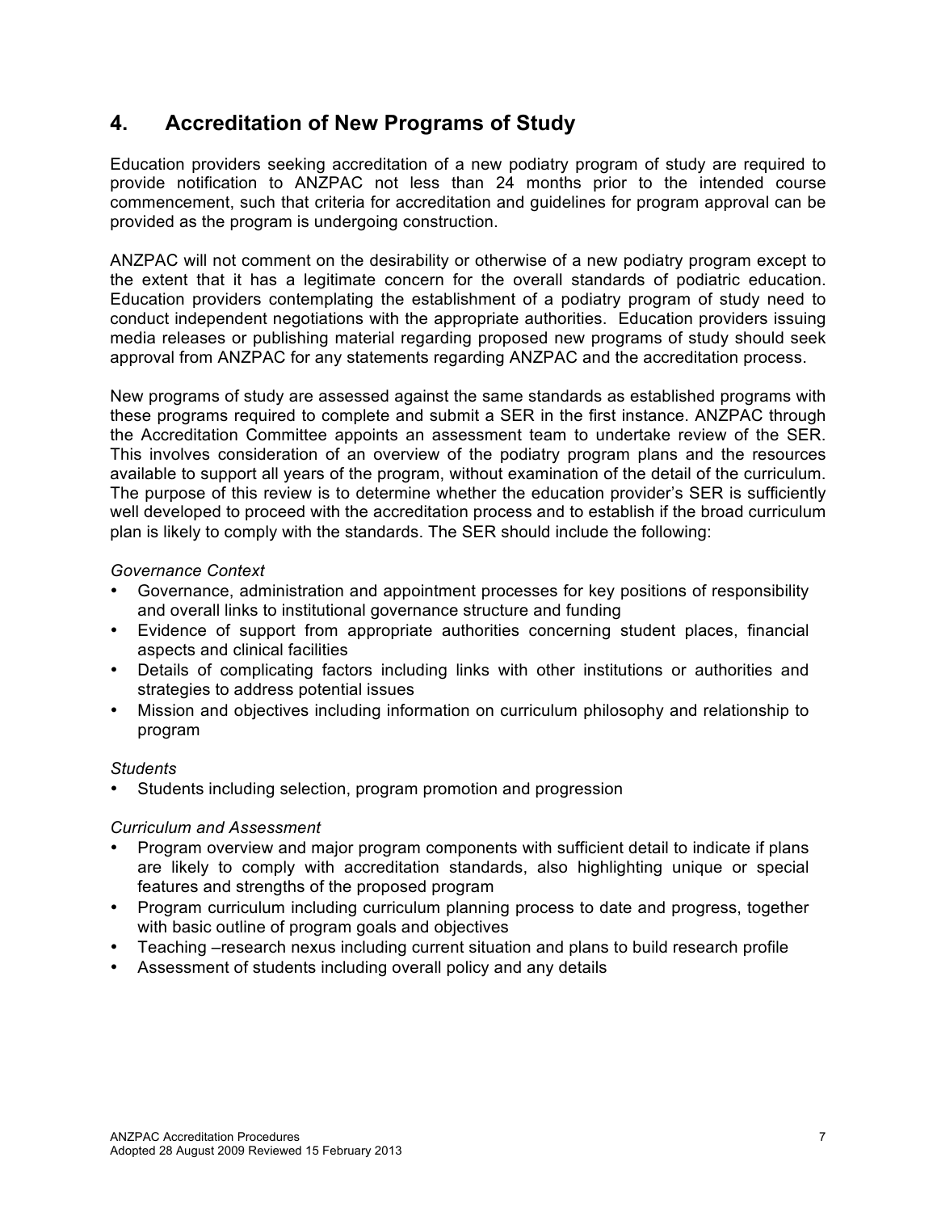## 4. Accreditation of New Programs of Study

Education providers seeking accreditation of a new podiatry program of study are required to provide notification to ANZPAC not less than 24 months prior to the intended course commencement, such that criteria for accreditation and guidelines for program approval can be provided as the program is undergoing construction.

ANZPAC will not comment on the desirability or otherwise of a new podiatry program except to the extent that it has a legitimate concern for the overall standards of podiatric education. Education providers contemplating the establishment of a podiatry program of study need to conduct independent negotiations with the appropriate authorities. Education providers issuing media releases or publishing material regarding proposed new programs of study should seek approval from ANZPAC for any statements regarding ANZPAC and the accreditation process.

New programs of study are assessed against the same standards as established programs with these programs required to complete and submit a SER in the first instance. ANZPAC through the Accreditation Committee appoints an assessment team to undertake review of the SER. This involves consideration of an overview of the podiatry program plans and the resources available to support all years of the program, without examination of the detail of the curriculum. The purpose of this review is to determine whether the education provider's SER is sufficiently well developed to proceed with the accreditation process and to establish if the broad curriculum plan is likely to comply with the standards. The SER should include the following:

*Governance Context*

- Governance, administration and appointment processes for key positions of responsibility and overall links to institutional governance structure and funding
- Evidence of support from appropriate authorities concerning student places, financial aspects and clinical facilities
- Details of complicating factors including links with other institutions or authorities and strategies to address potential issues
- Mission and objectives including information on curriculum philosophy and relationship to program

*Students*

- Students including selection, program promotion and progression

*Curriculum and Assessment*

- Program overview and major program components with sufficient detail to indicate if plans are likely to comply with accreditation standards, also highlighting unique or special features and strengths of the proposed program
- Program curriculum including curriculum planning process to date and progress, together with basic outline of program goals and objectives
- Teaching –research nexus including current situation and plans to build research profile
- Assessment of students including overall policy and any details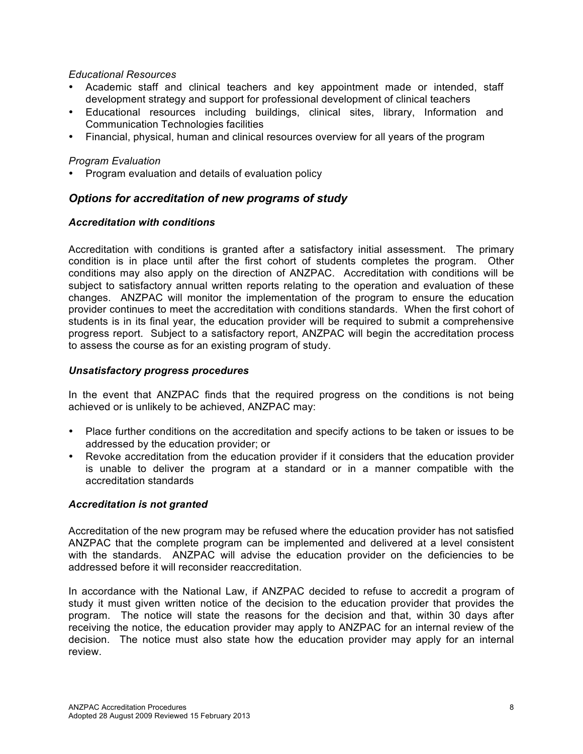*Educational Resources*

- Academic staff and clinical teachers and key appointment made or intended, staff development strategy and support for professional development of clinical teachers
- Educational resources including buildings, clinical sites, library, Information and Communication Technologies facilities
- Financial, physical, human and clinical resources overview for all years of the program

*Program Evaluation*

- Program evaluation and details of evaluation policy

## *Options for accreditation of new programs of study*

### *Accreditation with conditions*

Accreditation with conditions is granted after a satisfactory initial assessment. The primary condition is in place until after the first cohort of students completes the program. Other conditions may also apply on the direction of ANZPAC. Accreditation with conditions will be subject to satisfactory annual written reports relating to the operation and evaluation of these changes. ANZPAC will monitor the implementation of the program to ensure the education provider continues to meet the accreditation with conditions standards. When the first cohort of students is in its final year, the education provider will be required to submit a comprehensive progress report. Subject to a satisfactory report, ANZPAC will begin the accreditation process to assess the course as for an existing program of study.

### *Unsatisfactory progress procedures*

In the event that ANZPAC finds that the required progress on the conditions is not being achieved or is unlikely to be achieved, ANZPAC may:

- Place further conditions on the accreditation and specify actions to be taken or issues to be addressed by the education provider; or
- Revoke accreditation from the education provider if it considers that the education provider is unable to deliver the program at a standard or in a manner compatible with the accreditation standards

### *Accreditation is not granted*

Accreditation of the new program may be refused where the education provider has not satisfied ANZPAC that the complete program can be implemented and delivered at a level consistent with the standards. ANZPAC will advise the education provider on the deficiencies to be addressed before it will reconsider reaccreditation.

In accordance with the National Law, if ANZPAC decided to refuse to accredit a program of study it must given written notice of the decision to the education provider that provides the program. The notice will state the reasons for the decision and that, within 30 days after receiving the notice, the education provider may apply to ANZPAC for an internal review of the decision. The notice must also state how the education provider may apply for an internal review.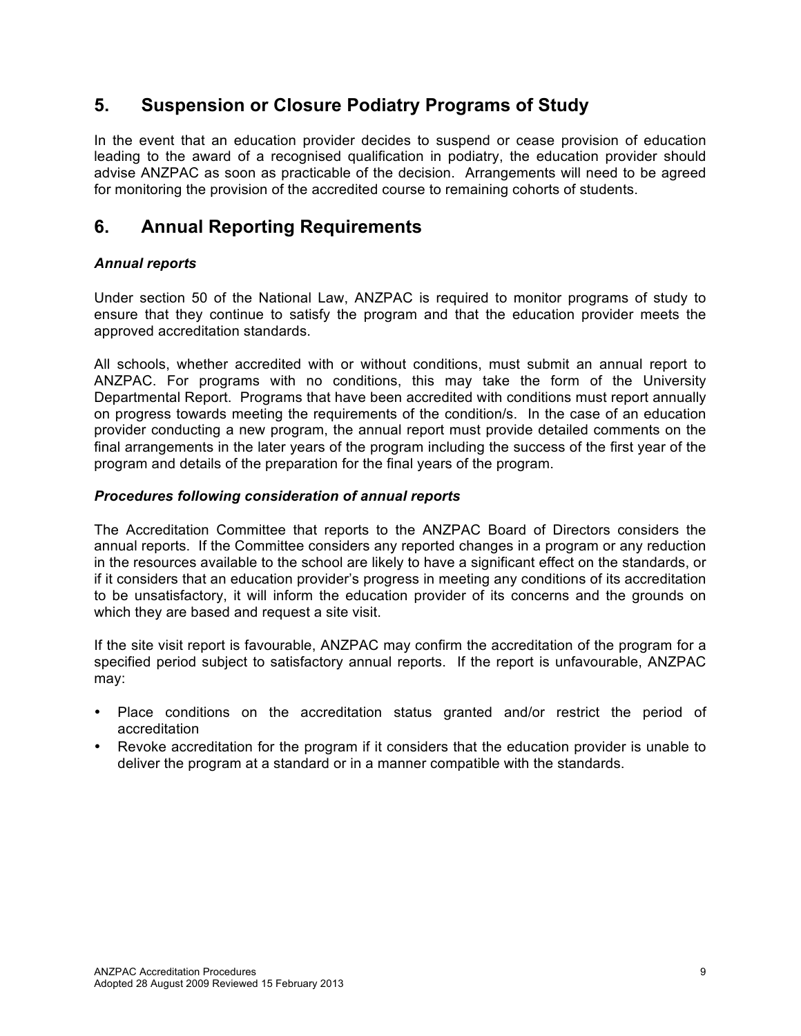## 5. Suspension or Closure Podiatry Programs of Study

In the event that an education provider decides to suspend or cease provision of education leading to the award of a recognised qualification in podiatry, the education provider should advise ANZPAC as soon as practicable of the decision. Arrangements will need to be agreed for monitoring the provision of the accredited course to remaining cohorts of students.

## 6. Annual Reporting Requirements

### *Annual reports*

Under section 50 of the National Law, ANZPAC is required to monitor programs of study to ensure that they continue to satisfy the program and that the education provider meets the approved accreditation standards.

All schools, whether accredited with or without conditions, must submit an annual report to ANZPAC. For programs with no conditions, this may take the form of the University Departmental Report. Programs that have been accredited with conditions must report annually on progress towards meeting the requirements of the condition/s. In the case of an education provider conducting a new program, the annual report must provide detailed comments on the final arrangements in the later years of the program including the success of the first year of the program and details of the preparation for the final years of the program.

### *Procedures following consideration of annual reports*

The Accreditation Committee that reports to the ANZPAC Board of Directors considers the annual reports. If the Committee considers any reported changes in a program or any reduction in the resources available to the school are likely to have a significant effect on the standards, or if it considers that an education provider's progress in meeting any conditions of its accreditation to be unsatisfactory, it will inform the education provider of its concerns and the grounds on which they are based and request a site visit.

If the site visit report is favourable, ANZPAC may confirm the accreditation of the program for a specified period subject to satisfactory annual reports. If the report is unfavourable, ANZPAC may:

- Place conditions on the accreditation status granted and/or restrict the period of accreditation
- Revoke accreditation for the program if it considers that the education provider is unable to deliver the program at a standard or in a manner compatible with the standards.